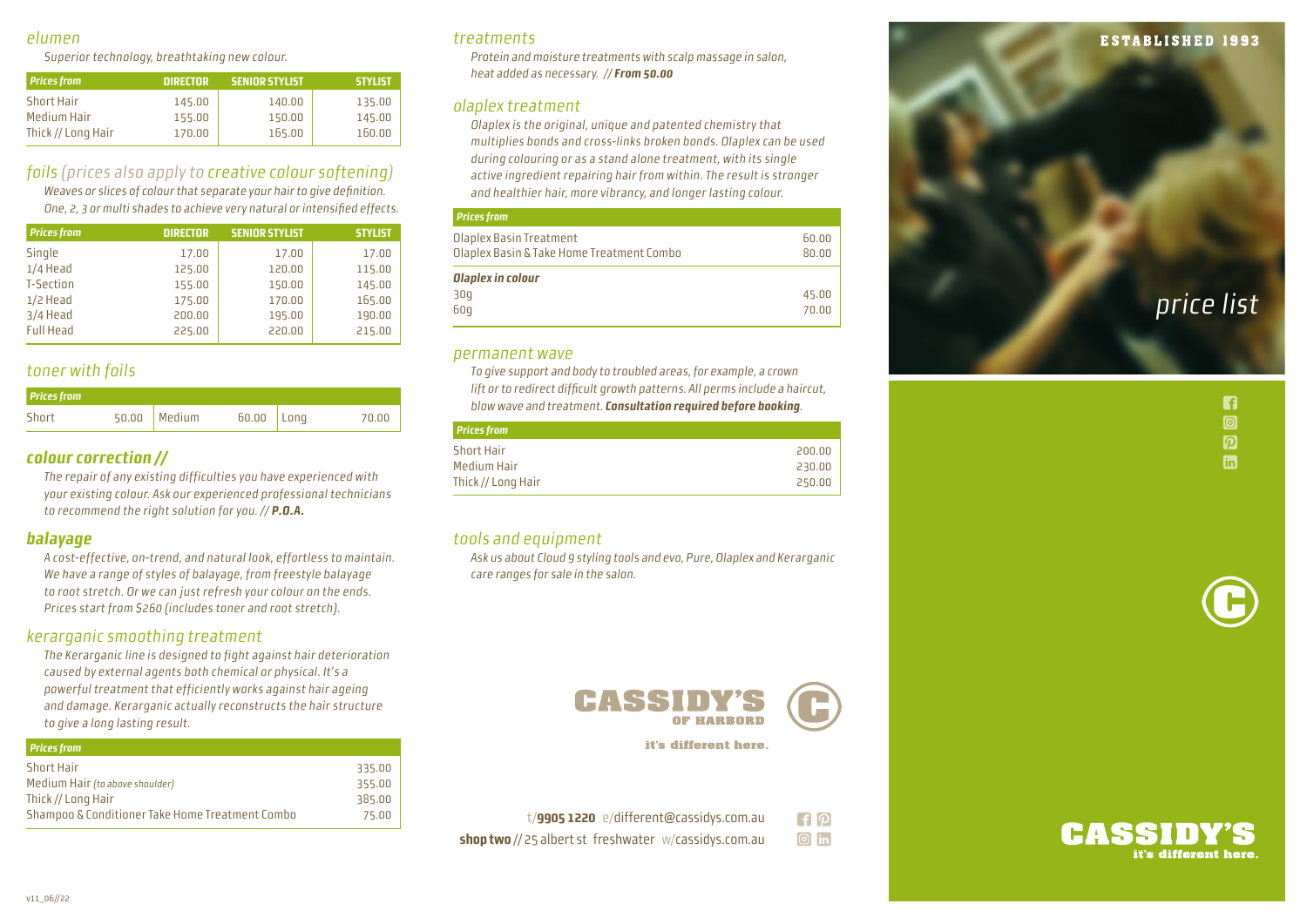## elumen

*Superior technology, breathtaking new colour.*

| *Prices from* | DIRECTOR | SENIOR STYLIST | STYLIST |
|---|---|---|---|
| Short Hair | 145.00 | 140.00 | 135.00 |
| Medium Hair | 155.00 | 150.00 | 145.00 |
| Thick // Long Hair | 170.00 | 165.00 | 160.00 |

## foils (prices also apply to creative colour softening)

*Weaves or slices of colour that separate your hair to give definition. One, 2, 3 or multi shades to achieve very natural or intensified effects.*

| *Prices from* | DIRECTOR | SENIOR STYLIST | STYLIST |
|---|---|---|---|
| Single | 17.00 | 17.00 | 17.00 |
| 1/4 Head | 125.00 | 120.00 | 115.00 |
| T-Section | 155.00 | 150.00 | 145.00 |
| 1/2 Head | 175.00 | 170.00 | 165.00 |
| 3/4 Head | 200.00 | 195.00 | 190.00 |
| Full Head | 225.00 | 220.00 | 215.00 |

## toner with foils

| *Prices from* | | | | | |
|---|---|---|---|---|---|
| Short | 50.00 | Medium | 60.00 | Long | 70.00 |

## colour correction //

*The repair of any existing difficulties you have experienced with your existing colour. Ask our experienced professional technicians to recommend the right solution for you. // **P.O.A.***

## balayage

*A cost-effective, on-trend, and natural look, effortless to maintain. We have a range of styles of balayage, from freestyle balayage to root stretch. Or we can just refresh your colour on the ends. Prices start from $260 (includes toner and root stretch).*

## kerarganic smoothing treatment

*The Kerarganic line is designed to fight against hair deterioration caused by external agents both chemical or physical. It's a powerful treatment that efficiently works against hair ageing and damage. Kerarganic actually reconstructs the hair structure to give a long lasting result.*

| *Prices from* | |
|---|---|
| Short Hair | 335.00 |
| Medium Hair *(to above shoulder)* | 355.00 |
| Thick // Long Hair | 385.00 |
| Shampoo & Conditioner Take Home Treatment Combo | 75.00 |

## treatments

*Protein and moisture treatments with scalp massage in salon, heat added as necessary. // **From 50.00***

## olaplex treatment

*Olaplex is the original, unique and patented chemistry that multiplies bonds and cross-links broken bonds. Olaplex can be used during colouring or as a stand alone treatment, with its single active ingredient repairing hair from within. The result is stronger and healthier hair, more vibrancy, and longer lasting colour.*

| *Prices from* | |
|---|---|
| Olaplex Basin Treatment | 60.00 |
| Olaplex Basin & Take Home Treatment Combo | 80.00 |
| ***Olaplex in colour*** | |
| 30g | 45.00 |
| 60g | 70.00 |

## permanent wave

*To give support and body to troubled areas, for example, a crown lift or to redirect difficult growth patterns. All perms include a haircut, blow wave and treatment. **Consultation required before booking**.*

| *Prices from* | |
|---|---|
| Short Hair | 200.00 |
| Medium Hair | 230.00 |
| Thick // Long Hair | 250.00 |

## tools and equipment

*Ask us about Cloud 9 styling tools and evo, Pure, Olaplex and Kerarganic care ranges for sale in the salon.*

CASSIDY'S OF HARBORD

it's different here.

t/**9905 1220** e/different@cassidys.com.au

**shop two** // 25 albert st freshwater w/cassidys.com.au

ESTABLISHED 1993

*price list*

CASSIDY'S it's different here.

v11_06//22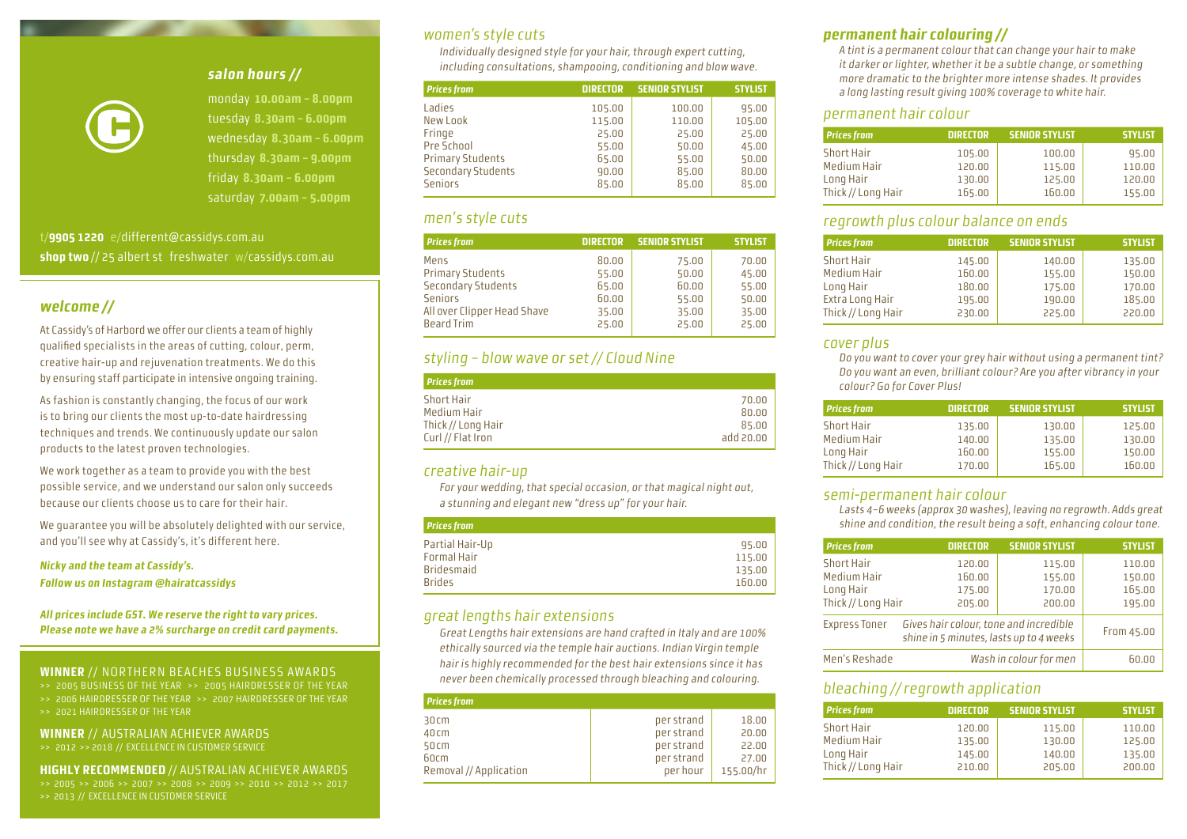## salon hours //

monday **10.00am – 8.00pm**
tuesday **8.30am – 6.00pm**
wednesday **8.30am – 6.00pm**
thursday **8.30am – 9.00pm**
friday **8.30am – 6.00pm**
saturday **7.00am – 5.00pm**

t/**9905 1220** e/different@cassidys.com.au
**shop two** // 25 albert st freshwater w/cassidys.com.au

## welcome //

At Cassidy's of Harbord we offer our clients a team of highly qualified specialists in the areas of cutting, colour, perm, creative hair-up and rejuvenation treatments. We do this by ensuring staff participate in intensive ongoing training.

As fashion is constantly changing, the focus of our work is to bring our clients the most up-to-date hairdressing techniques and trends. We continuously update our salon products to the latest proven technologies.

We work together as a team to provide you with the best possible service, and we understand our salon only succeeds because our clients choose us to care for their hair.

We guarantee you will be absolutely delighted with our service, and you'll see why at Cassidy's, it's different here.

***Nicky and the team at Cassidy's.***
***Follow us on Instagram @hairatcassidys***

***All prices include GST. We reserve the right to vary prices. Please note we have a 2% surcharge on credit card payments.***

**WINNER** // NORTHERN BEACHES BUSINESS AWARDS
>> 2005 BUSINESS OF THE YEAR >> 2005 HAIRDRESSER OF THE YEAR
>> 2006 HAIRDRESSER OF THE YEAR >> 2007 HAIRDRESSER OF THE YEAR
>> 2021 HAIRDRESSER OF THE YEAR

**WINNER** // AUSTRALIAN ACHIEVER AWARDS
>> 2012 >> 2018 // EXCELLENCE IN CUSTOMER SERVICE

**HIGHLY RECOMMENDED** // AUSTRALIAN ACHIEVER AWARDS
>> 2005 >> 2006 >> 2007 >> 2008 >> 2009 >> 2010 >> 2012 >> 2017
>> 2013 // EXCELLENCE IN CUSTOMER SERVICE

## women's style cuts

*Individually designed style for your hair, through expert cutting, including consultations, shampooing, conditioning and blow wave.*

| Prices from | DIRECTOR | SENIOR STYLIST | STYLIST |
|---|---|---|---|
| Ladies | 105.00 | 100.00 | 95.00 |
| New Look | 115.00 | 110.00 | 105.00 |
| Fringe | 25.00 | 25.00 | 25.00 |
| Pre School | 55.00 | 50.00 | 45.00 |
| Primary Students | 65.00 | 55.00 | 50.00 |
| Secondary Students | 90.00 | 85.00 | 80.00 |
| Seniors | 85.00 | 85.00 | 85.00 |

## men's style cuts

| Prices from | DIRECTOR | SENIOR STYLIST | STYLIST |
|---|---|---|---|
| Mens | 80.00 | 75.00 | 70.00 |
| Primary Students | 55.00 | 50.00 | 45.00 |
| Secondary Students | 65.00 | 60.00 | 55.00 |
| Seniors | 60.00 | 55.00 | 50.00 |
| All over Clipper Head Shave | 35.00 | 35.00 | 35.00 |
| Beard Trim | 25.00 | 25.00 | 25.00 |

## styling – blow wave or set // Cloud Nine

| Prices from | |
|---|---|
| Short Hair | 70.00 |
| Medium Hair | 80.00 |
| Thick // Long Hair | 85.00 |
| Curl // Flat Iron | add 20.00 |

## creative hair-up

*For your wedding, that special occasion, or that magical night out, a stunning and elegant new "dress up" for your hair.*

| Prices from | |
|---|---|
| Partial Hair-Up | 95.00 |
| Formal Hair | 115.00 |
| Bridesmaid | 135.00 |
| Brides | 160.00 |

## great lengths hair extensions

*Great Lengths hair extensions are hand crafted in Italy and are 100% ethically sourced via the temple hair auctions. Indian Virgin temple hair is highly recommended for the best hair extensions since it has never been chemically processed through bleaching and colouring.*

| Prices from | | |
|---|---|---|
| 30cm | per strand | 18.00 |
| 40cm | per strand | 20.00 |
| 50cm | per strand | 22.00 |
| 60cm | per strand | 27.00 |
| Removal // Application | per hour | 155.00/hr |

## permanent hair colouring //

*A tint is a permanent colour that can change your hair to make it darker or lighter, whether it be a subtle change, or something more dramatic to the brighter more intense shades. It provides a long lasting result giving 100% coverage to white hair.*

## permanent hair colour

| Prices from | DIRECTOR | SENIOR STYLIST | STYLIST |
|---|---|---|---|
| Short Hair | 105.00 | 100.00 | 95.00 |
| Medium Hair | 120.00 | 115.00 | 110.00 |
| Long Hair | 130.00 | 125.00 | 120.00 |
| Thick // Long Hair | 165.00 | 160.00 | 155.00 |

## regrowth plus colour balance on ends

| Prices from | DIRECTOR | SENIOR STYLIST | STYLIST |
|---|---|---|---|
| Short Hair | 145.00 | 140.00 | 135.00 |
| Medium Hair | 160.00 | 155.00 | 150.00 |
| Long Hair | 180.00 | 175.00 | 170.00 |
| Extra Long Hair | 195.00 | 190.00 | 185.00 |
| Thick // Long Hair | 230.00 | 225.00 | 220.00 |

## cover plus

*Do you want to cover your grey hair without using a permanent tint? Do you want an even, brilliant colour? Are you after vibrancy in your colour? Go for Cover Plus!*

| Prices from | DIRECTOR | SENIOR STYLIST | STYLIST |
|---|---|---|---|
| Short Hair | 135.00 | 130.00 | 125.00 |
| Medium Hair | 140.00 | 135.00 | 130.00 |
| Long Hair | 160.00 | 155.00 | 150.00 |
| Thick // Long Hair | 170.00 | 165.00 | 160.00 |

## semi-permanent hair colour

*Lasts 4–6 weeks (approx 30 washes), leaving no regrowth. Adds great shine and condition, the result being a soft, enhancing colour tone.*

| Prices from | DIRECTOR | SENIOR STYLIST | STYLIST |
|---|---|---|---|
| Short Hair | 120.00 | 115.00 | 110.00 |
| Medium Hair | 160.00 | 155.00 | 150.00 |
| Long Hair | 175.00 | 170.00 | 165.00 |
| Thick // Long Hair | 205.00 | 200.00 | 195.00 |
| Express Toner | *Gives hair colour, tone and incredible shine in 5 minutes, lasts up to 4 weeks* | | From 45.00 |
| Men's Reshade | *Wash in colour for men* | | 60.00 |

## bleaching // regrowth application

| Prices from | DIRECTOR | SENIOR STYLIST | STYLIST |
|---|---|---|---|
| Short Hair | 120.00 | 115.00 | 110.00 |
| Medium Hair | 135.00 | 130.00 | 125.00 |
| Long Hair | 145.00 | 140.00 | 135.00 |
| Thick // Long Hair | 210.00 | 205.00 | 200.00 |